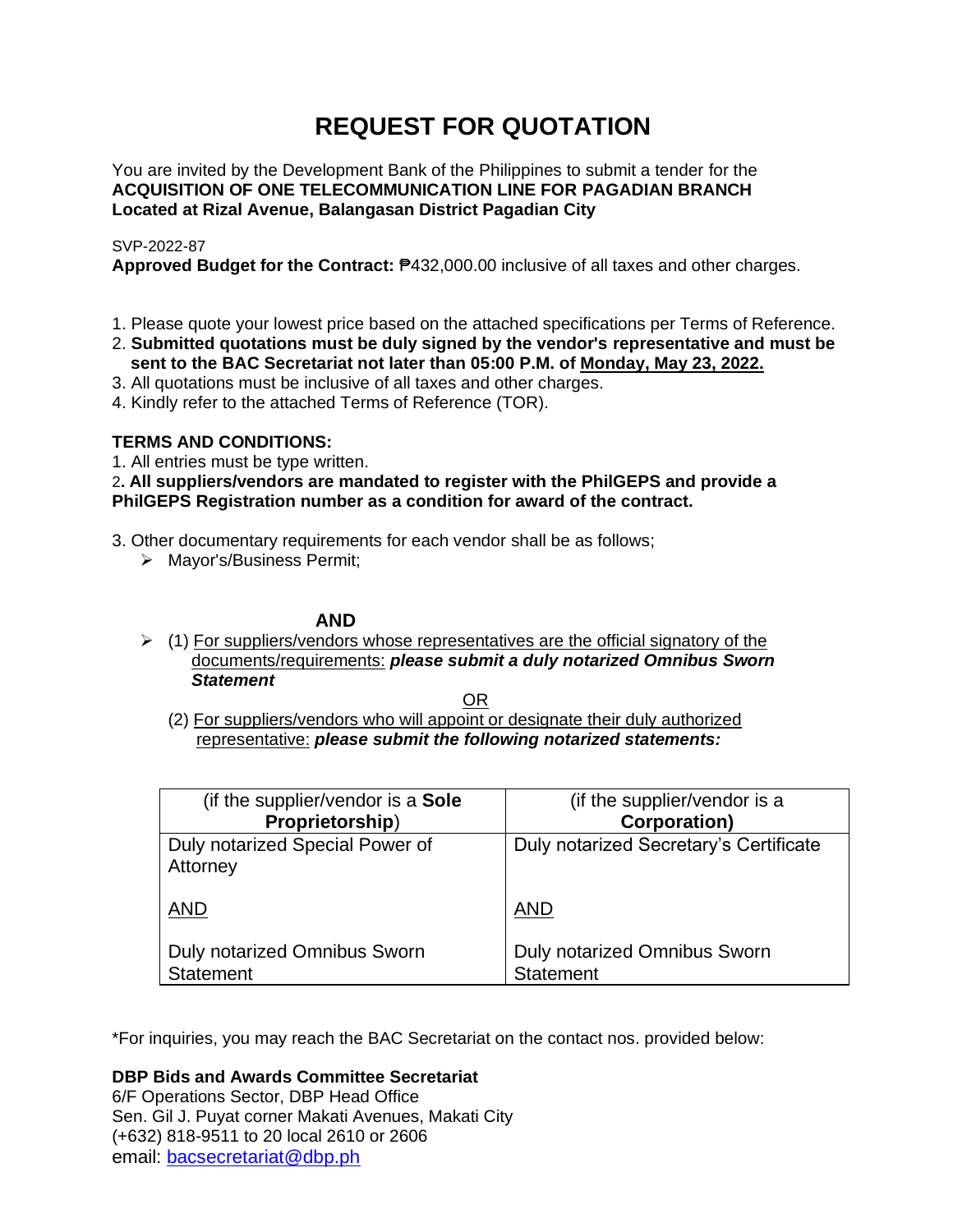# REQUEST FOR QUOTATION

You are invited by the Development Bank of the Philippines to submit a tender for the **ACQUISITION OF ONE TELECOMMUNICATION LINE FOR PAGADIAN BRANCH Located at Rizal Avenue, Balangasan District Pagadian City**

SVP-2022-87

**Approved Budget for the Contract:** ₱432,000.00 inclusive of all taxes and other charges.

1. Please quote your lowest price based on the attached specifications per Terms of Reference.
2. **Submitted quotations must be duly signed by the vendor's representative and must be sent to the BAC Secretariat not later than 05:00 P.M. of Monday, May 23, 2022.**
3. All quotations must be inclusive of all taxes and other charges.
4. Kindly refer to the attached Terms of Reference (TOR).

**TERMS AND CONDITIONS:**

1. All entries must be type written.
2. **All suppliers/vendors are mandated to register with the PhilGEPS and provide a PhilGEPS Registration number as a condition for award of the contract.**
3. Other documentary requirements for each vendor shall be as follows;
   - Mayor's/Business Permit;

**AND**

- (1) For suppliers/vendors whose representatives are the official signatory of the documents/requirements: ***please submit a duly notarized Omnibus Sworn Statement***

OR

(2) For suppliers/vendors who will appoint or designate their duly authorized representative: ***please submit the following notarized statements:***

| (if the supplier/vendor is a **Sole Proprietorship**) | (if the supplier/vendor is a **Corporation)** |
|---|---|
| Duly notarized Special Power of Attorney<br><br>AND<br><br>Duly notarized Omnibus Sworn Statement | Duly notarized Secretary's Certificate<br><br>AND<br><br>Duly notarized Omnibus Sworn Statement |

*For inquiries, you may reach the BAC Secretariat on the contact nos. provided below:

**DBP Bids and Awards Committee Secretariat**
6/F Operations Sector, DBP Head Office
Sen. Gil J. Puyat corner Makati Avenues, Makati City
(+632) 818-9511 to 20 local 2610 or 2606
email: bacsecretariat@dbp.ph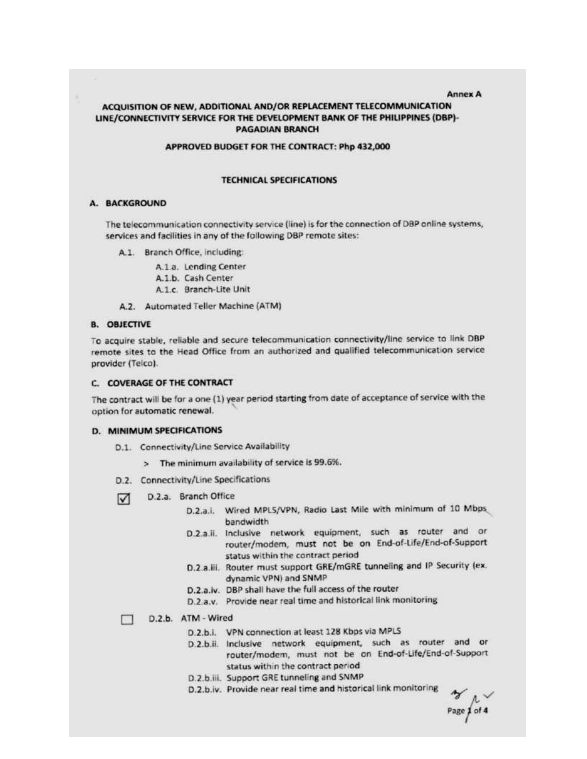Annex A

## ACQUISITION OF NEW, ADDITIONAL AND/OR REPLACEMENT TELECOMMUNICATION LINE/CONNECTIVITY SERVICE FOR THE DEVELOPMENT BANK OF THE PHILIPPINES (DBP)-PAGADIAN BRANCH

**APPROVED BUDGET FOR THE CONTRACT: Php 432,000**

### TECHNICAL SPECIFICATIONS

#### A. BACKGROUND

The telecommunication connectivity service (line) is for the connection of DBP online systems, services and facilities in any of the following DBP remote sites:

- A.1. Branch Office, including:
  - A.1.a. Lending Center
  - A.1.b. Cash Center
  - A.1.c. Branch-Lite Unit
- A.2. Automated Teller Machine (ATM)

#### B. OBJECTIVE

To acquire stable, reliable and secure telecommunication connectivity/line service to link DBP remote sites to the Head Office from an authorized and qualified telecommunication service provider (Telco).

#### C. COVERAGE OF THE CONTRACT

The contract will be for a one (1) year period starting from date of acceptance of service with the option for automatic renewal.

#### D. MINIMUM SPECIFICATIONS

- D.1. Connectivity/Line Service Availability
  - > The minimum availability of service is 99.6%.
- D.2. Connectivity/Line Specifications

☑ D.2.a. Branch Office

- D.2.a.i. Wired MPLS/VPN, Radio Last Mile with minimum of 10 Mbps bandwidth
- D.2.a.ii. Inclusive network equipment, such as router and or router/modem, must not be on End-of-Life/End-of-Support status within the contract period
- D.2.a.iii. Router must support GRE/mGRE tunneling and IP Security (ex. dynamic VPN) and SNMP
- D.2.a.iv. DBP shall have the full access of the router
- D.2.a.v. Provide near real time and historical link monitoring

☐ D.2.b. ATM - Wired

- D.2.b.i. VPN connection at least 128 Kbps via MPLS
- D.2.b.ii. Inclusive network equipment, such as router and or router/modem, must not be on End-of-Life/End-of-Support status within the contract period
- D.2.b.iii. Support GRE tunneling and SNMP
- D.2.b.iv. Provide near real time and historical link monitoring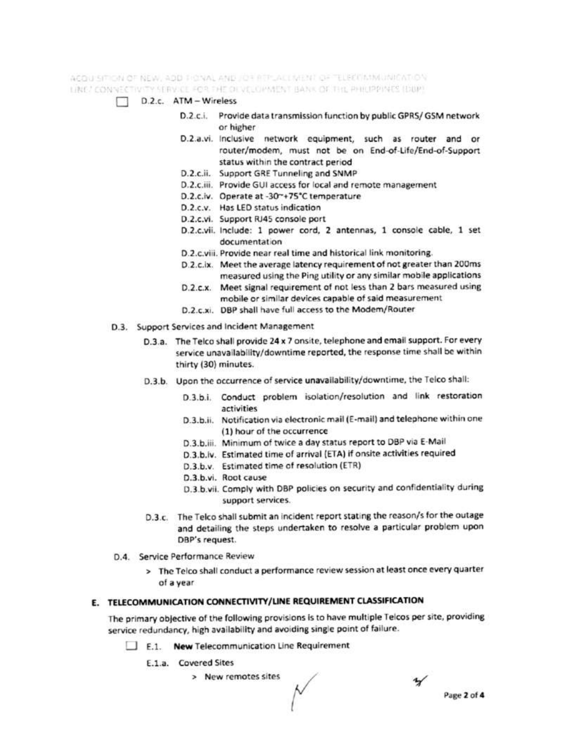- ☐ D.2.c. ATM – Wireless
  - D.2.c.i. Provide data transmission function by public GPRS/ GSM network or higher
  - D.2.a.vi. Inclusive network equipment, such as router and or router/modem, must not be on End-of-Life/End-of-Support status within the contract period
  - D.2.c.ii. Support GRE Tunneling and SNMP
  - D.2.c.iii. Provide GUI access for local and remote management
  - D.2.c.iv. Operate at -30~+75°C temperature
  - D.2.c.v. Has LED status indication
  - D.2.c.vi. Support RJ45 console port
  - D.2.c.vii. Include: 1 power cord, 2 antennas, 1 console cable, 1 set documentation
  - D.2.c.viii. Provide near real time and historical link monitoring.
  - D.2.c.ix. Meet the average latency requirement of not greater than 200ms measured using the Ping utility or any similar mobile applications
  - D.2.c.x. Meet signal requirement of not less than 2 bars measured using mobile or similar devices capable of said measurement
  - D.2.c.xi. DBP shall have full access to the Modem/Router

D.3. Support Services and Incident Management

- D.3.a. The Telco shall provide 24 x 7 onsite, telephone and email support. For every service unavailability/downtime reported, the response time shall be within thirty (30) minutes.
- D.3.b. Upon the occurrence of service unavailability/downtime, the Telco shall:
  - D.3.b.i. Conduct problem isolation/resolution and link restoration activities
  - D.3.b.ii. Notification via electronic mail (E-mail) and telephone within one (1) hour of the occurrence
  - D.3.b.iii. Minimum of twice a day status report to DBP via E-Mail
  - D.3.b.iv. Estimated time of arrival (ETA) if onsite activities required
  - D.3.b.v. Estimated time of resolution (ETR)
  - D.3.b.vi. Root cause
  - D.3.b.vii. Comply with DBP policies on security and confidentiality during support services.
- D.3.c. The Telco shall submit an incident report stating the reason/s for the outage and detailing the steps undertaken to resolve a particular problem upon DBP's request.

D.4. Service Performance Review

> The Telco shall conduct a performance review session at least once every quarter of a year

## E. TELECOMMUNICATION CONNECTIVITY/LINE REQUIREMENT CLASSIFICATION

The primary objective of the following provisions is to have multiple Telcos per site, providing service redundancy, high availability and avoiding single point of failure.

- ☐ E.1. **New** Telecommunication Line Requirement
  - E.1.a. Covered Sites
    > New remotes sites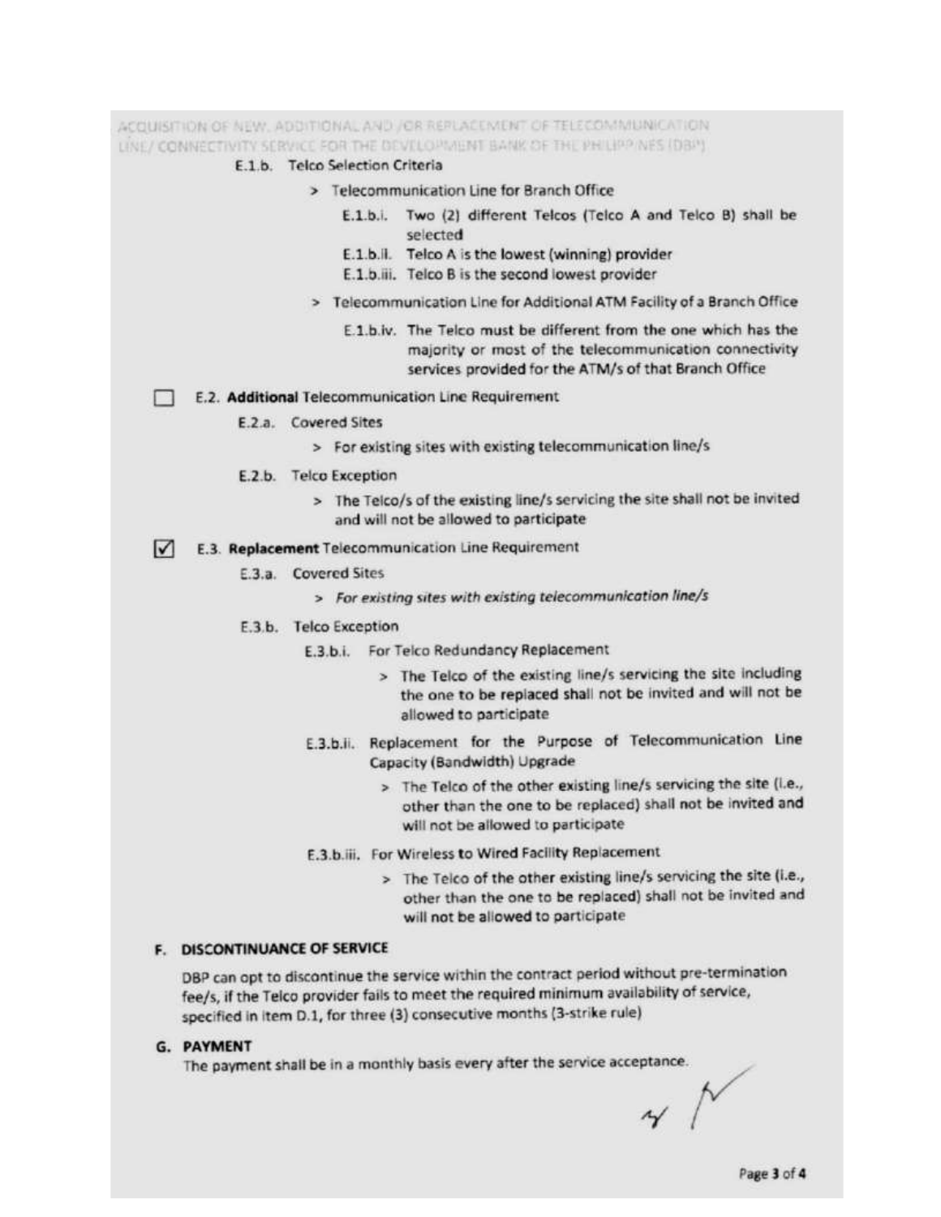E.1.b. Telco Selection Criteria

> Telecommunication Line for Branch Office

E.1.b.i. Two (2) different Telcos (Telco A and Telco B) shall be selected

E.1.b.ii. Telco A is the lowest (winning) provider

E.1.b.iii. Telco B is the second lowest provider

> Telecommunication Line for Additional ATM Facility of a Branch Office

E.1.b.iv. The Telco must be different from the one which has the majority or most of the telecommunication connectivity services provided for the ATM/s of that Branch Office

☐ E.2. **Additional** Telecommunication Line Requirement

E.2.a. Covered Sites

> For existing sites with existing telecommunication line/s

E.2.b. Telco Exception

> The Telco/s of the existing line/s servicing the site shall not be invited and will not be allowed to participate

☑ E.3. **Replacement** Telecommunication Line Requirement

E.3.a. Covered Sites

> *For existing sites with existing telecommunication line/s*

E.3.b. Telco Exception

E.3.b.i. For Telco Redundancy Replacement

> The Telco of the existing line/s servicing the site including the one to be replaced shall not be invited and will not be allowed to participate

E.3.b.ii. Replacement for the Purpose of Telecommunication Line Capacity (Bandwidth) Upgrade

> The Telco of the other existing line/s servicing the site (i.e., other than the one to be replaced) shall not be invited and will not be allowed to participate

E.3.b.iii. For Wireless to Wired Facility Replacement

> The Telco of the other existing line/s servicing the site (i.e., other than the one to be replaced) shall not be invited and will not be allowed to participate

## F. DISCONTINUANCE OF SERVICE

DBP can opt to discontinue the service within the contract period without pre-termination fee/s, if the Telco provider fails to meet the required minimum availability of service, specified in item D.1, for three (3) consecutive months (3-strike rule)

## G. PAYMENT

The payment shall be in a monthly basis every after the service acceptance.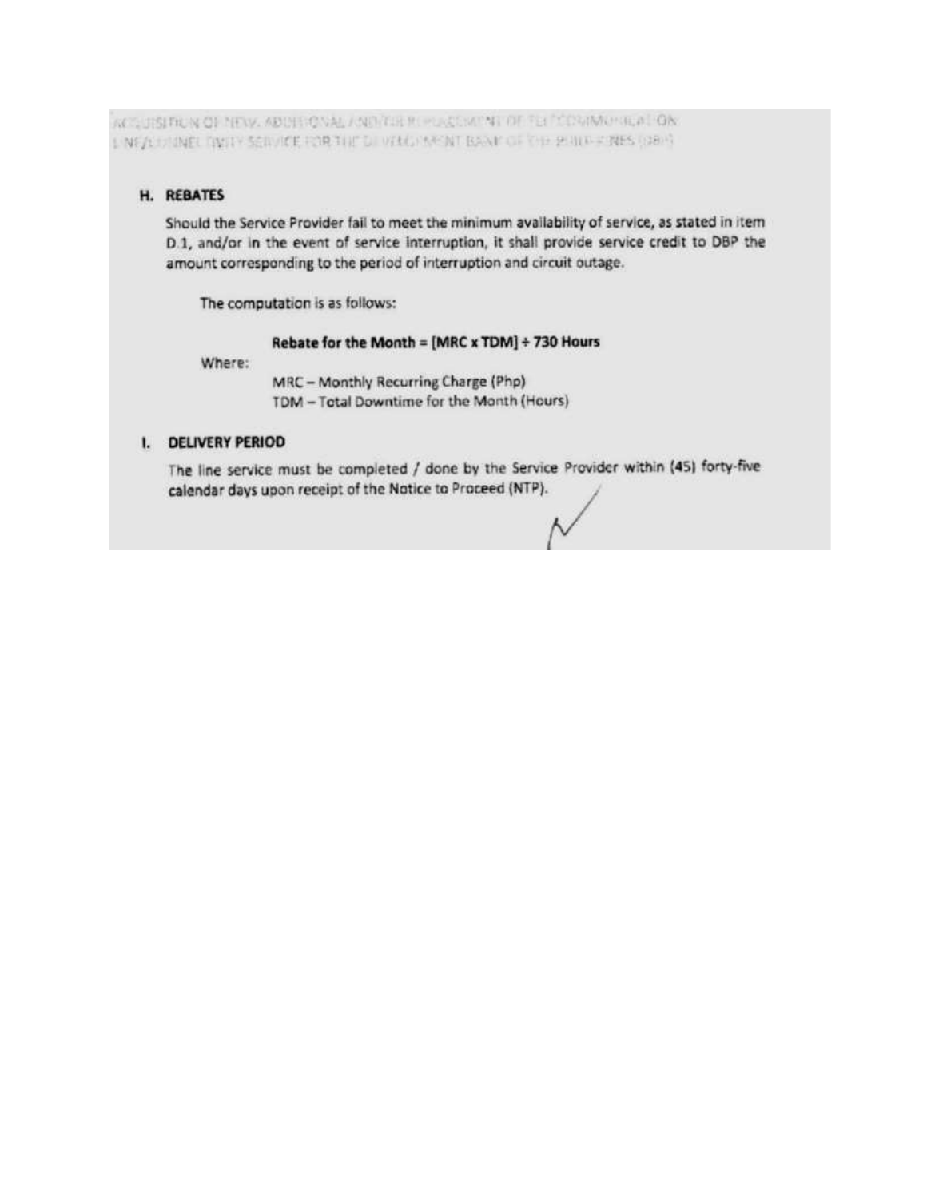## H. REBATES

Should the Service Provider fail to meet the minimum availability of service, as stated in item D.1, and/or in the event of service interruption, it shall provide service credit to DBP the amount corresponding to the period of interruption and circuit outage.

The computation is as follows:

**Rebate for the Month = [MRC x TDM] ÷ 730 Hours**

Where:

MRC – Monthly Recurring Charge (Php)
TDM – Total Downtime for the Month (Hours)

## I. DELIVERY PERIOD

The line service must be completed / done by the Service Provider within (45) forty-five calendar days upon receipt of the Notice to Proceed (NTP).